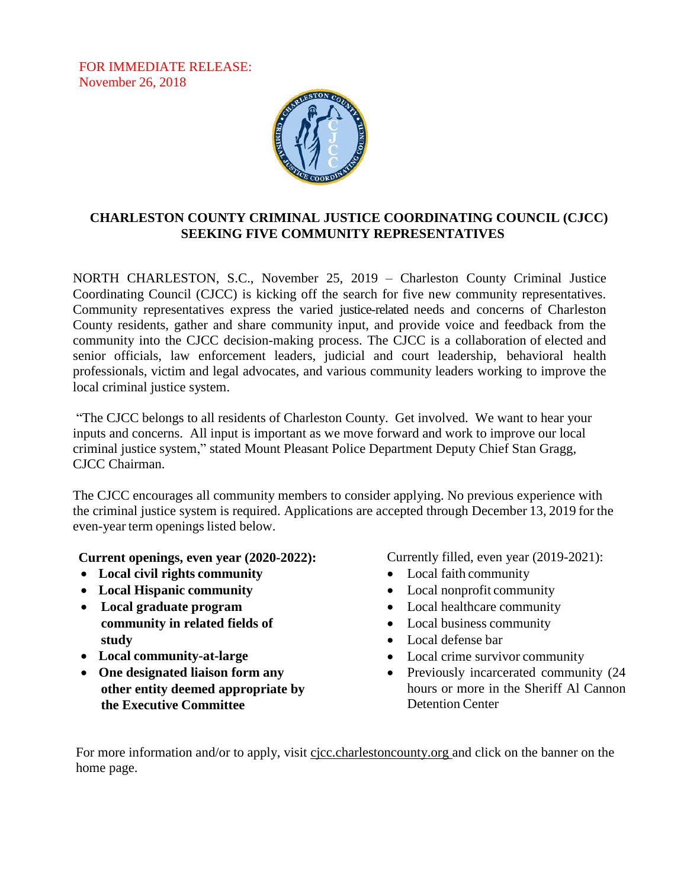FOR IMMEDIATE RELEASE:
November 26, 2018

## CHARLESTON COUNTY CRIMINAL JUSTICE COORDINATING COUNCIL (CJCC) SEEKING FIVE COMMUNITY REPRESENTATIVES

NORTH CHARLESTON, S.C., November 25, 2019 – Charleston County Criminal Justice Coordinating Council (CJCC) is kicking off the search for five new community representatives. Community representatives express the varied justice-related needs and concerns of Charleston County residents, gather and share community input, and provide voice and feedback from the community into the CJCC decision-making process. The CJCC is a collaboration of elected and senior officials, law enforcement leaders, judicial and court leadership, behavioral health professionals, victim and legal advocates, and various community leaders working to improve the local criminal justice system.

"The CJCC belongs to all residents of Charleston County. Get involved. We want to hear your inputs and concerns. All input is important as we move forward and work to improve our local criminal justice system," stated Mount Pleasant Police Department Deputy Chief Stan Gragg, CJCC Chairman.

The CJCC encourages all community members to consider applying. No previous experience with the criminal justice system is required. Applications are accepted through December 13, 2019 for the even-year term openings listed below.

**Current openings, even year (2020-2022):**

- **Local civil rights community**
- **Local Hispanic community**
- **Local graduate program community in related fields of study**
- **Local community-at-large**
- **One designated liaison form any other entity deemed appropriate by the Executive Committee**

Currently filled, even year (2019-2021):

- Local faith community
- Local nonprofit community
- Local healthcare community
- Local business community
- Local defense bar
- Local crime survivor community
- Previously incarcerated community (24 hours or more in the Sheriff Al Cannon Detention Center

For more information and/or to apply, visit cjcc.charlestoncounty.org and click on the banner on the home page.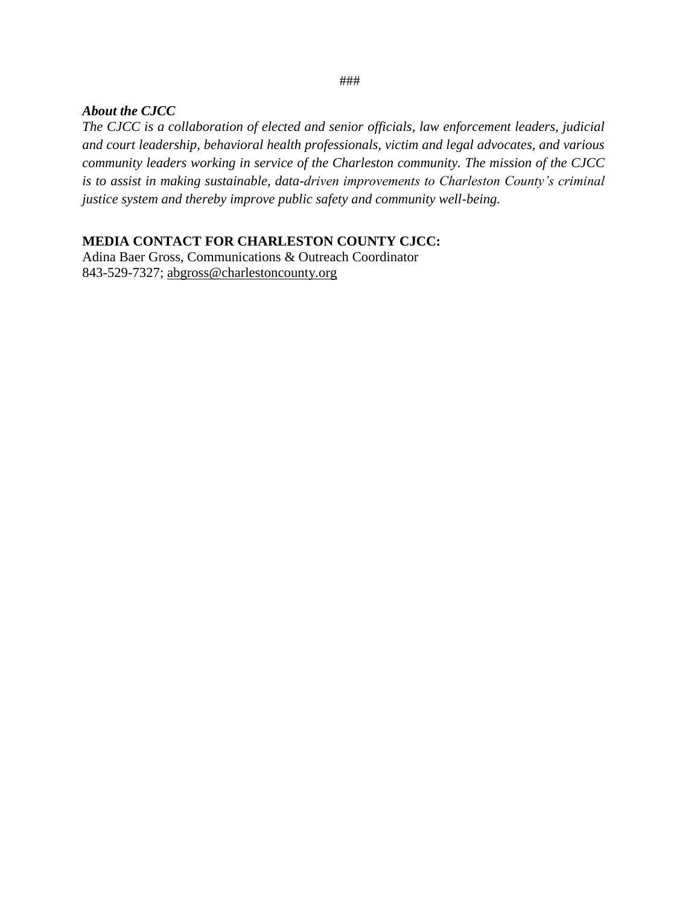###

***About the CJCC***

*The CJCC is a collaboration of elected and senior officials, law enforcement leaders, judicial and court leadership, behavioral health professionals, victim and legal advocates, and various community leaders working in service of the Charleston community. The mission of the CJCC is to assist in making sustainable, data-driven improvements to Charleston County's criminal justice system and thereby improve public safety and community well-being.*

**MEDIA CONTACT FOR CHARLESTON COUNTY CJCC:**
Adina Baer Gross, Communications & Outreach Coordinator
843-529-7327; abgross@charlestoncounty.org